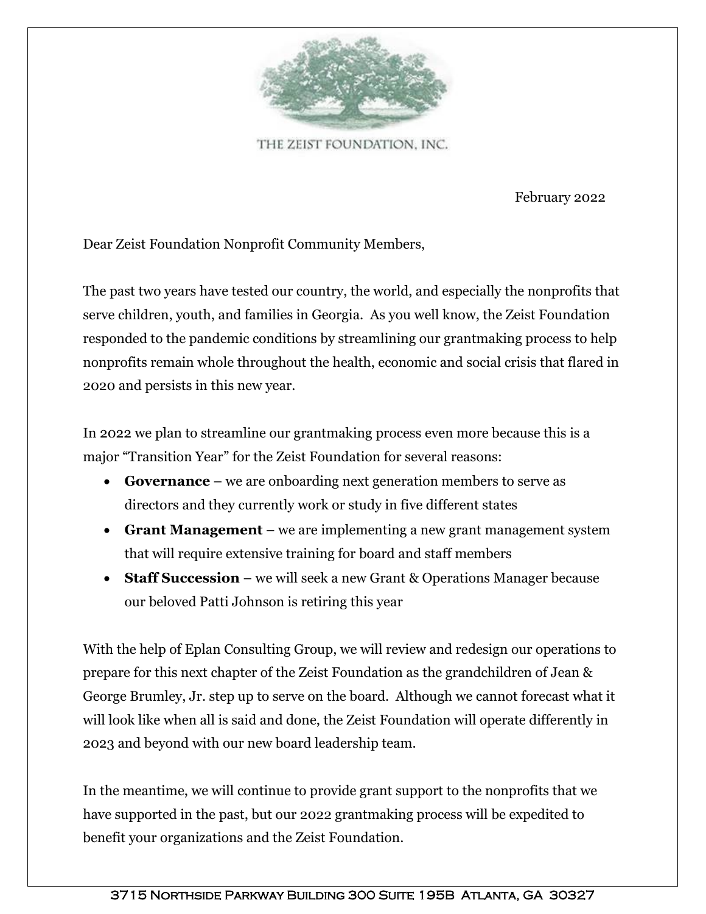THE ZEIST FOUNDATION, INC.

February 2022

Dear Zeist Foundation Nonprofit Community Members,

The past two years have tested our country, the world, and especially the nonprofits that serve children, youth, and families in Georgia. As you well know, the Zeist Foundation responded to the pandemic conditions by streamlining our grantmaking process to help nonprofits remain whole throughout the health, economic and social crisis that flared in 2020 and persists in this new year.

In 2022 we plan to streamline our grantmaking process even more because this is a major "Transition Year" for the Zeist Foundation for several reasons:

- **Governance** – we are onboarding next generation members to serve as directors and they currently work or study in five different states
- **Grant Management** – we are implementing a new grant management system that will require extensive training for board and staff members
- **Staff Succession** – we will seek a new Grant & Operations Manager because our beloved Patti Johnson is retiring this year

With the help of Eplan Consulting Group, we will review and redesign our operations to prepare for this next chapter of the Zeist Foundation as the grandchildren of Jean & George Brumley, Jr. step up to serve on the board. Although we cannot forecast what it will look like when all is said and done, the Zeist Foundation will operate differently in 2023 and beyond with our new board leadership team.

In the meantime, we will continue to provide grant support to the nonprofits that we have supported in the past, but our 2022 grantmaking process will be expedited to benefit your organizations and the Zeist Foundation.

3715 Northside Parkway Building 300 Suite 195B Atlanta, GA 30327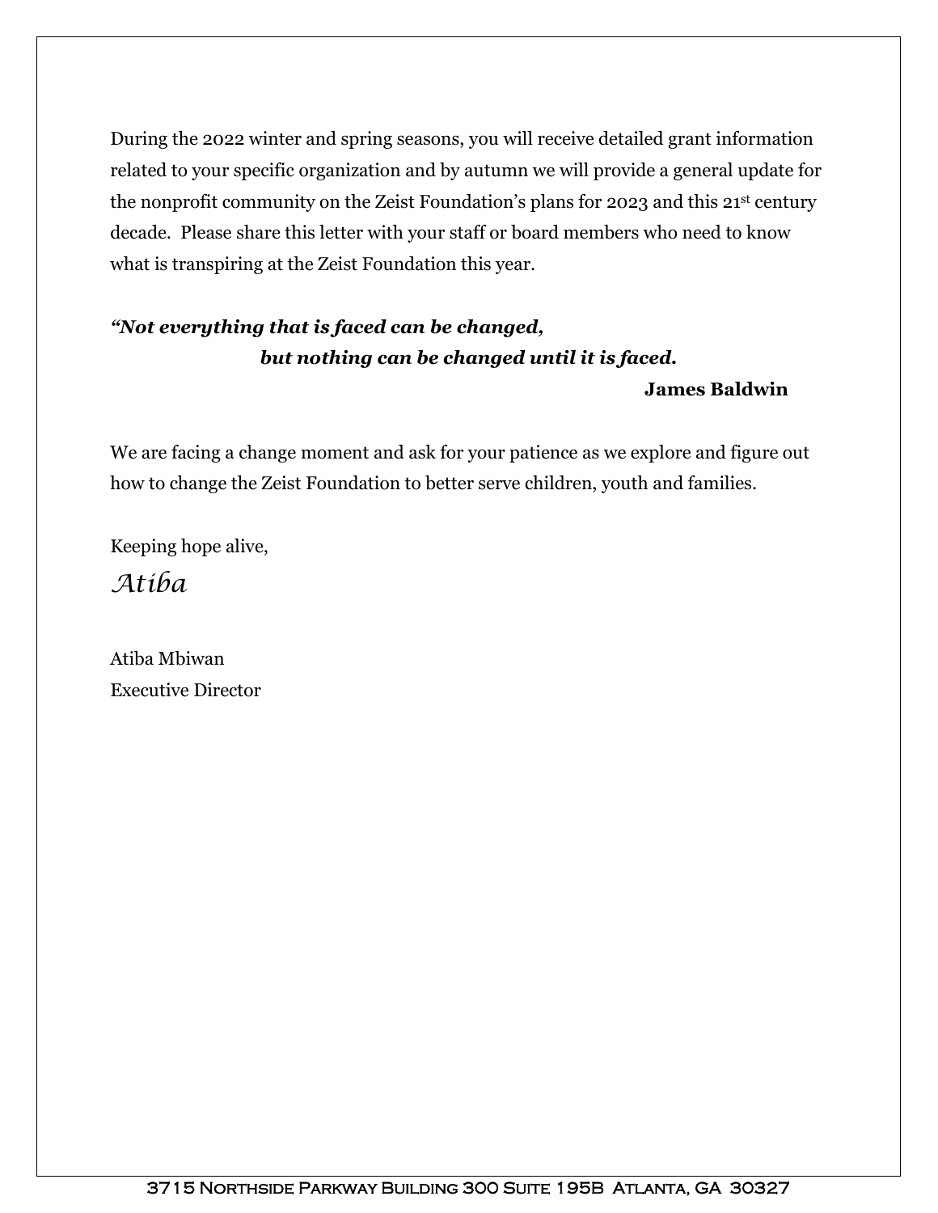During the 2022 winter and spring seasons, you will receive detailed grant information related to your specific organization and by autumn we will provide a general update for the nonprofit community on the Zeist Foundation's plans for 2023 and this 21st century decade. Please share this letter with your staff or board members who need to know what is transpiring at the Zeist Foundation this year.

***"Not everything that is faced can be changed,***
***but nothing can be changed until it is faced.***
**James Baldwin**

We are facing a change moment and ask for your patience as we explore and figure out how to change the Zeist Foundation to better serve children, youth and families.

Keeping hope alive,

*Atiba*

Atiba Mbiwan
Executive Director

3715 Northside Parkway Building 300 Suite 195B Atlanta, GA 30327